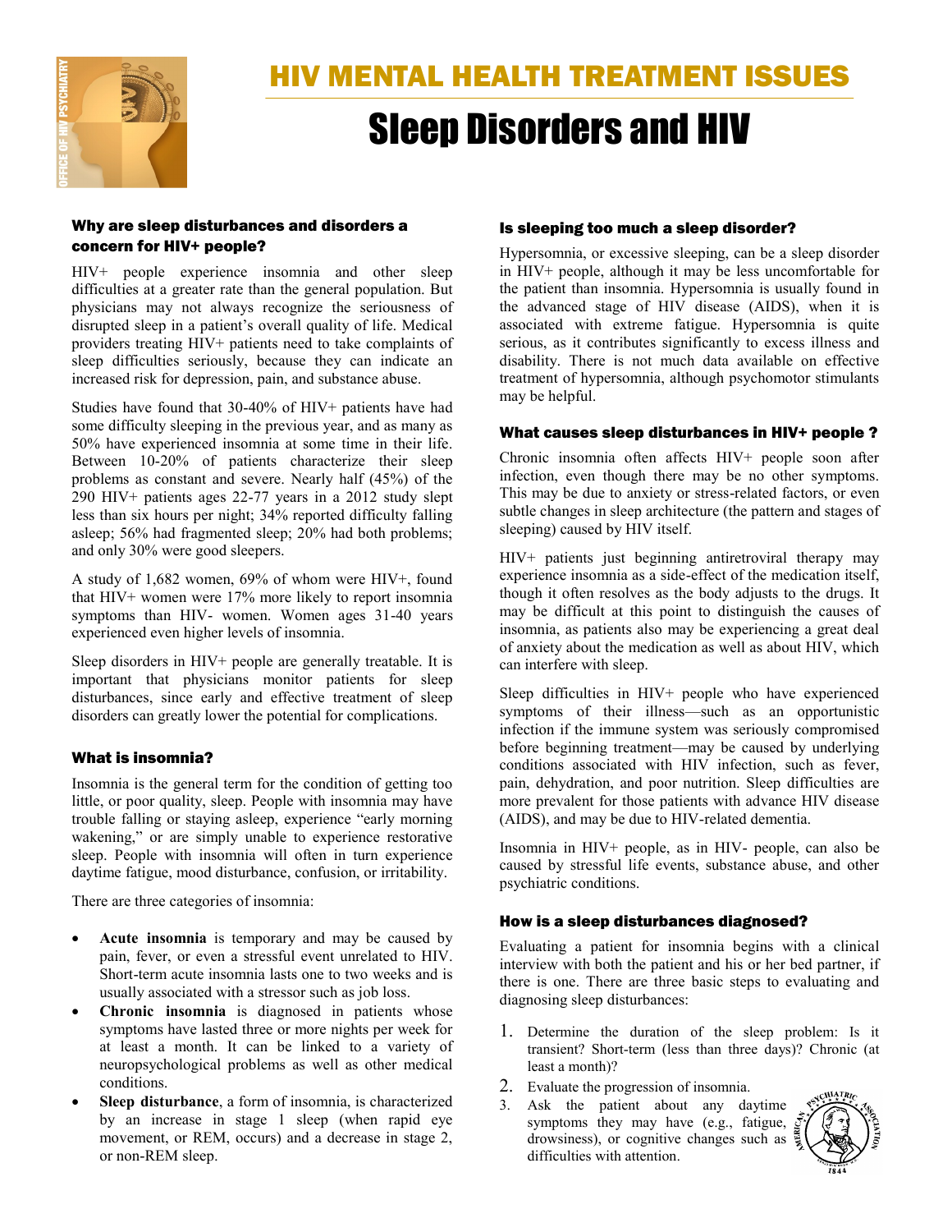# HIV MENTAL HEALTH TREATMENT ISSUES

# Sleep Disorders and HIV

### Why are sleep disturbances and disorders a concern for HIV+ people?

HIV+ people experience insomnia and other sleep difficulties at a greater rate than the general population. But physicians may not always recognize the seriousness of disrupted sleep in a patient's overall quality of life. Medical providers treating HIV+ patients need to take complaints of sleep difficulties seriously, because they can indicate an increased risk for depression, pain, and substance abuse.

Studies have found that 30-40% of HIV+ patients have had some difficulty sleeping in the previous year, and as many as 50% have experienced insomnia at some time in their life. Between 10-20% of patients characterize their sleep problems as constant and severe. Nearly half (45%) of the 290 HIV+ patients ages 22-77 years in a 2012 study slept less than six hours per night; 34% reported difficulty falling asleep; 56% had fragmented sleep; 20% had both problems; and only 30% were good sleepers.

A study of 1,682 women, 69% of whom were HIV+, found that HIV+ women were 17% more likely to report insomnia symptoms than HIV- women. Women ages 31-40 years experienced even higher levels of insomnia.

Sleep disorders in HIV+ people are generally treatable. It is important that physicians monitor patients for sleep disturbances, since early and effective treatment of sleep disorders can greatly lower the potential for complications.

### What is insomnia?

Insomnia is the general term for the condition of getting too little, or poor quality, sleep. People with insomnia may have trouble falling or staying asleep, experience "early morning wakening," or are simply unable to experience restorative sleep. People with insomnia will often in turn experience daytime fatigue, mood disturbance, confusion, or irritability.

There are three categories of insomnia:

- **Acute insomnia** is temporary and may be caused by pain, fever, or even a stressful event unrelated to HIV. Short-term acute insomnia lasts one to two weeks and is usually associated with a stressor such as job loss.
- **Chronic insomnia** is diagnosed in patients whose symptoms have lasted three or more nights per week for at least a month. It can be linked to a variety of neuropsychological problems as well as other medical conditions.
- **Sleep disturbance**, a form of insomnia, is characterized by an increase in stage 1 sleep (when rapid eye movement, or REM, occurs) and a decrease in stage 2, or non-REM sleep.

### Is sleeping too much a sleep disorder?

Hypersomnia, or excessive sleeping, can be a sleep disorder in HIV+ people, although it may be less uncomfortable for the patient than insomnia. Hypersomnia is usually found in the advanced stage of HIV disease (AIDS), when it is associated with extreme fatigue. Hypersomnia is quite serious, as it contributes significantly to excess illness and disability. There is not much data available on effective treatment of hypersomnia, although psychomotor stimulants may be helpful.

### What causes sleep disturbances in HIV+ people ?

Chronic insomnia often affects HIV+ people soon after infection, even though there may be no other symptoms. This may be due to anxiety or stress-related factors, or even subtle changes in sleep architecture (the pattern and stages of sleeping) caused by HIV itself.

HIV+ patients just beginning antiretroviral therapy may experience insomnia as a side-effect of the medication itself, though it often resolves as the body adjusts to the drugs. It may be difficult at this point to distinguish the causes of insomnia, as patients also may be experiencing a great deal of anxiety about the medication as well as about HIV, which can interfere with sleep.

Sleep difficulties in HIV+ people who have experienced symptoms of their illness—such as an opportunistic infection if the immune system was seriously compromised before beginning treatment—may be caused by underlying conditions associated with HIV infection, such as fever, pain, dehydration, and poor nutrition. Sleep difficulties are more prevalent for those patients with advance HIV disease (AIDS), and may be due to HIV-related dementia.

Insomnia in HIV+ people, as in HIV- people, can also be caused by stressful life events, substance abuse, and other psychiatric conditions.

### How is a sleep disturbances diagnosed?

Evaluating a patient for insomnia begins with a clinical interview with both the patient and his or her bed partner, if there is one. There are three basic steps to evaluating and diagnosing sleep disturbances:

1. Determine the duration of the sleep problem: Is it transient? Short-term (less than three days)? Chronic (at least a month)?
2. Evaluate the progression of insomnia.
3. Ask the patient about any daytime symptoms they may have (e.g., fatigue, drowsiness), or cognitive changes such as difficulties with attention.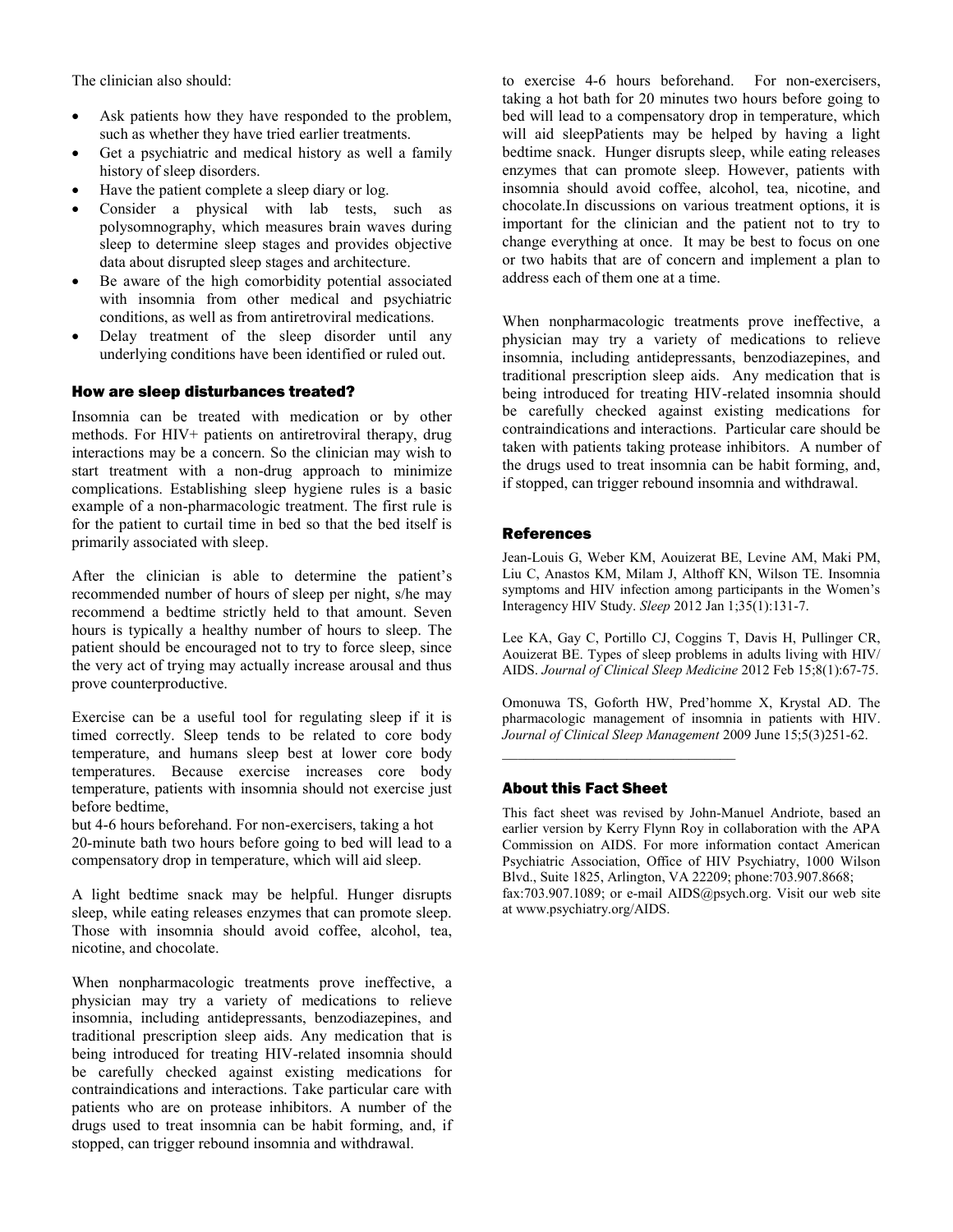The clinician also should:

- Ask patients how they have responded to the problem, such as whether they have tried earlier treatments.
- Get a psychiatric and medical history as well a family history of sleep disorders.
- Have the patient complete a sleep diary or log.
- Consider a physical with lab tests, such as polysomnography, which measures brain waves during sleep to determine sleep stages and provides objective data about disrupted sleep stages and architecture.
- Be aware of the high comorbidity potential associated with insomnia from other medical and psychiatric conditions, as well as from antiretroviral medications.
- Delay treatment of the sleep disorder until any underlying conditions have been identified or ruled out.

## How are sleep disturbances treated?

Insomnia can be treated with medication or by other methods. For HIV+ patients on antiretroviral therapy, drug interactions may be a concern. So the clinician may wish to start treatment with a non-drug approach to minimize complications. Establishing sleep hygiene rules is a basic example of a non-pharmacologic treatment. The first rule is for the patient to curtail time in bed so that the bed itself is primarily associated with sleep.

After the clinician is able to determine the patient's recommended number of hours of sleep per night, s/he may recommend a bedtime strictly held to that amount. Seven hours is typically a healthy number of hours to sleep. The patient should be encouraged not to try to force sleep, since the very act of trying may actually increase arousal and thus prove counterproductive.

Exercise can be a useful tool for regulating sleep if it is timed correctly. Sleep tends to be related to core body temperature, and humans sleep best at lower core body temperatures. Because exercise increases core body temperature, patients with insomnia should not exercise just before bedtime,

but 4-6 hours beforehand. For non-exercisers, taking a hot 20-minute bath two hours before going to bed will lead to a compensatory drop in temperature, which will aid sleep.

A light bedtime snack may be helpful. Hunger disrupts sleep, while eating releases enzymes that can promote sleep. Those with insomnia should avoid coffee, alcohol, tea, nicotine, and chocolate.

When nonpharmacologic treatments prove ineffective, a physician may try a variety of medications to relieve insomnia, including antidepressants, benzodiazepines, and traditional prescription sleep aids. Any medication that is being introduced for treating HIV-related insomnia should be carefully checked against existing medications for contraindications and interactions. Take particular care with patients who are on protease inhibitors. A number of the drugs used to treat insomnia can be habit forming, and, if stopped, can trigger rebound insomnia and withdrawal.

to exercise 4-6 hours beforehand. For non-exercisers, taking a hot bath for 20 minutes two hours before going to bed will lead to a compensatory drop in temperature, which will aid sleepPatients may be helped by having a light bedtime snack. Hunger disrupts sleep, while eating releases enzymes that can promote sleep. However, patients with insomnia should avoid coffee, alcohol, tea, nicotine, and chocolate.In discussions on various treatment options, it is important for the clinician and the patient not to try to change everything at once. It may be best to focus on one or two habits that are of concern and implement a plan to address each of them one at a time.

When nonpharmacologic treatments prove ineffective, a physician may try a variety of medications to relieve insomnia, including antidepressants, benzodiazepines, and traditional prescription sleep aids. Any medication that is being introduced for treating HIV-related insomnia should be carefully checked against existing medications for contraindications and interactions. Particular care should be taken with patients taking protease inhibitors. A number of the drugs used to treat insomnia can be habit forming, and, if stopped, can trigger rebound insomnia and withdrawal.

## References

Jean-Louis G, Weber KM, Aouizerat BE, Levine AM, Maki PM, Liu C, Anastos KM, Milam J, Althoff KN, Wilson TE. Insomnia symptoms and HIV infection among participants in the Women's Interagency HIV Study. *Sleep* 2012 Jan 1;35(1):131-7.

Lee KA, Gay C, Portillo CJ, Coggins T, Davis H, Pullinger CR, Aouizerat BE. Types of sleep problems in adults living with HIV/ AIDS. *Journal of Clinical Sleep Medicine* 2012 Feb 15;8(1):67-75.

Omonuwa TS, Goforth HW, Pred'homme X, Krystal AD. The pharmacologic management of insomnia in patients with HIV. *Journal of Clinical Sleep Management* 2009 June 15;5(3)251-62.

## About this Fact Sheet

This fact sheet was revised by John-Manuel Andriote, based an earlier version by Kerry Flynn Roy in collaboration with the APA Commission on AIDS. For more information contact American Psychiatric Association, Office of HIV Psychiatry, 1000 Wilson Blvd., Suite 1825, Arlington, VA 22209; phone:703.907.8668; fax:703.907.1089; or e-mail AIDS@psych.org. Visit our web site at www.psychiatry.org/AIDS.